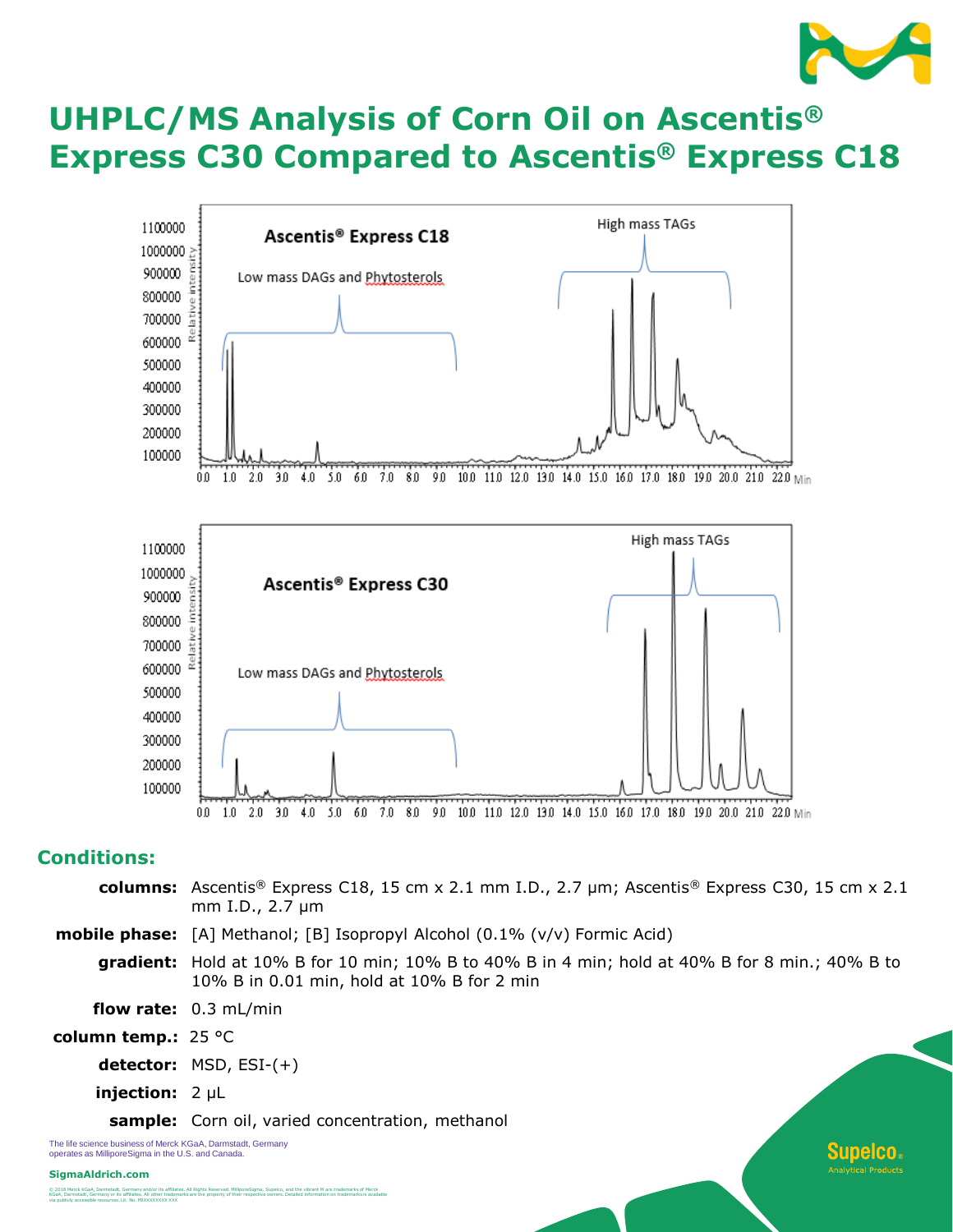# UHPLC/MS Analysis of Corn Oil on Ascentis® Express C30 Compared to Ascentis® Express C18

## Conditions:

**columns:** Ascentis® Express C18, 15 cm x 2.1 mm I.D., 2.7 µm; Ascentis® Express C30, 15 cm x 2.1 mm I.D., 2.7 µm

**mobile phase:** [A] Methanol; [B] Isopropyl Alcohol (0.1% (v/v) Formic Acid)

**gradient:** Hold at 10% B for 10 min; 10% B to 40% B in 4 min; hold at 40% B for 8 min.; 40% B to 10% B in 0.01 min, hold at 10% B for 2 min

**flow rate:** 0.3 mL/min

**column temp.:** 25 °C

**detector:** MSD, ESI-(+)

**injection:** 2 µL

**sample:** Corn oil, varied concentration, methanol

The life science business of Merck KGaA, Darmstadt, Germany operates as MilliporeSigma in the U.S. and Canada.

SigmaAldrich.com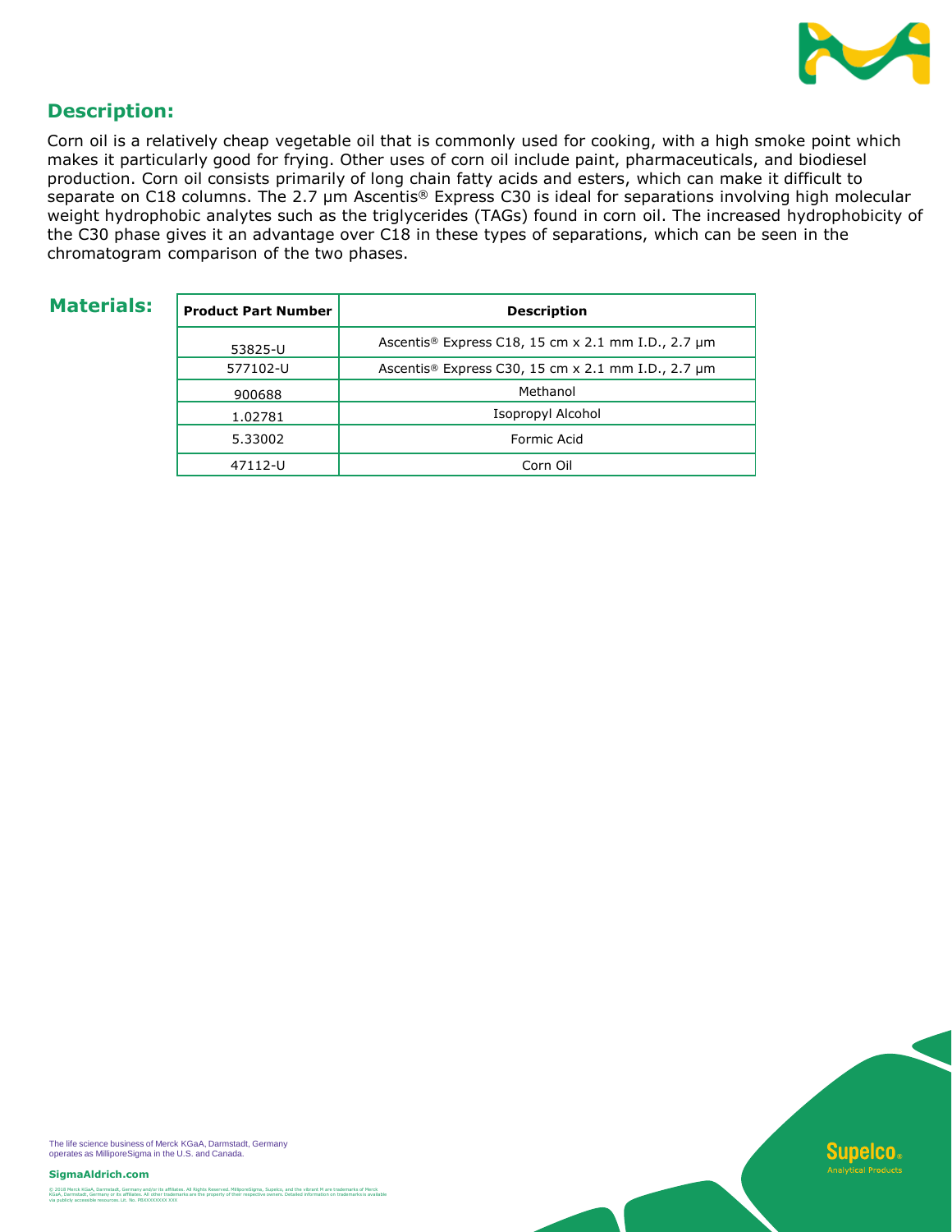## Description:

Corn oil is a relatively cheap vegetable oil that is commonly used for cooking, with a high smoke point which makes it particularly good for frying. Other uses of corn oil include paint, pharmaceuticals, and biodiesel production. Corn oil consists primarily of long chain fatty acids and esters, which can make it difficult to separate on C18 columns. The 2.7 µm Ascentis® Express C30 is ideal for separations involving high molecular weight hydrophobic analytes such as the triglycerides (TAGs) found in corn oil. The increased hydrophobicity of the C30 phase gives it an advantage over C18 in these types of separations, which can be seen in the chromatogram comparison of the two phases.

## Materials:

| Product Part Number | Description |
|---|---|
| 53825-U | Ascentis® Express C18, 15 cm x 2.1 mm I.D., 2.7 µm |
| 577102-U | Ascentis® Express C30, 15 cm x 2.1 mm I.D., 2.7 µm |
| 900688 | Methanol |
| 1.02781 | Isopropyl Alcohol |
| 5.33002 | Formic Acid |
| 47112-U | Corn Oil |

The life science business of Merck KGaA, Darmstadt, Germany operates as MilliporeSigma in the U.S. and Canada.

SigmaAldrich.com

© 2018 Merck KGaA, Darmstadt, Germany and/or its affiliates. All Rights Reserved. MilliporeSigma, Supelco, and the vibrant M are trademarks of Merck KGaA, Darmstadt, Germany or its affiliates. All other trademarks are the property of their respective owners. Detailed information on trademarks is available via publicly accessible resources. Lit. No. PBXXXXXXXX XXX

Supelco® Analytical Products